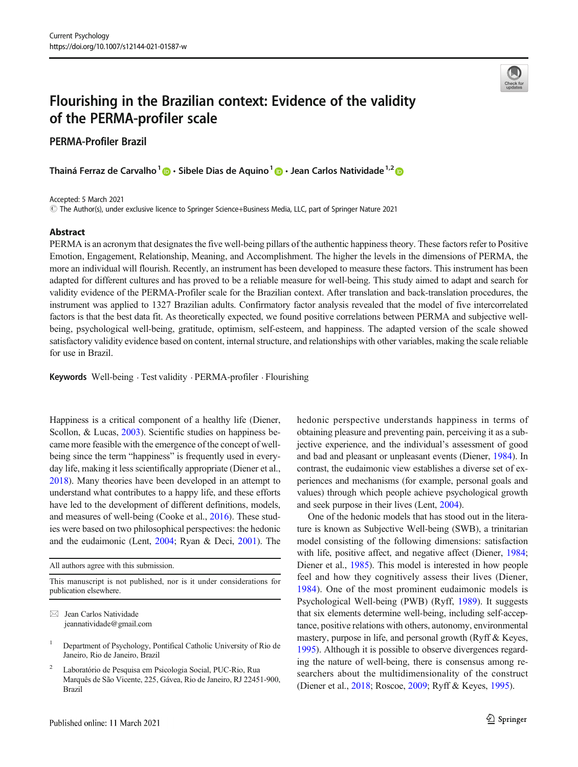# Flourishing in the Brazilian context: Evidence of the validity of the PERMA-profiler scale

## PERMA-Profiler Brazil

**Thainá Ferraz de Carvalho**[1] · **Sibele Dias de Aquino**[1] · **Jean Carlos Natividade**[1,2]

Accepted: 5 March 2021
© The Author(s), under exclusive licence to Springer Science+Business Media, LLC, part of Springer Nature 2021

## Abstract

PERMA is an acronym that designates the five well-being pillars of the authentic happiness theory. These factors refer to Positive Emotion, Engagement, Relationship, Meaning, and Accomplishment. The higher the levels in the dimensions of PERMA, the more an individual will flourish. Recently, an instrument has been developed to measure these factors. This instrument has been adapted for different cultures and has proved to be a reliable measure for well-being. This study aimed to adapt and search for validity evidence of the PERMA-Profiler scale for the Brazilian context. After translation and back-translation procedures, the instrument was applied to 1327 Brazilian adults. Confirmatory factor analysis revealed that the model of five intercorrelated factors is that the best data fit. As theoretically expected, we found positive correlations between PERMA and subjective well-being, psychological well-being, gratitude, optimism, self-esteem, and happiness. The adapted version of the scale showed satisfactory validity evidence based on content, internal structure, and relationships with other variables, making the scale reliable for use in Brazil.

**Keywords** Well-being · Test validity · PERMA-profiler · Flourishing

Happiness is a critical component of a healthy life (Diener, Scollon, & Lucas, 2003). Scientific studies on happiness became more feasible with the emergence of the concept of well-being since the term "happiness" is frequently used in everyday life, making it less scientifically appropriate (Diener et al., 2018). Many theories have been developed in an attempt to understand what contributes to a happy life, and these efforts have led to the development of different definitions, models, and measures of well-being (Cooke et al., 2016). These studies were based on two philosophical perspectives: the hedonic and the eudaimonic (Lent, 2004; Ryan & Deci, 2001). The hedonic perspective understands happiness in terms of obtaining pleasure and preventing pain, perceiving it as a subjective experience, and the individual's assessment of good and bad and pleasant or unpleasant events (Diener, 1984). In contrast, the eudaimonic view establishes a diverse set of experiences and mechanisms (for example, personal goals and values) through which people achieve psychological growth and seek purpose in their lives (Lent, 2004).

One of the hedonic models that has stood out in the literature is known as Subjective Well-being (SWB), a trinitarian model consisting of the following dimensions: satisfaction with life, positive affect, and negative affect (Diener, 1984; Diener et al., 1985). This model is interested in how people feel and how they cognitively assess their lives (Diener, 1984). One of the most prominent eudaimonic models is Psychological Well-being (PWB) (Ryff, 1989). It suggests that six elements determine well-being, including self-acceptance, positive relations with others, autonomy, environmental mastery, purpose in life, and personal growth (Ryff & Keyes, 1995). Although it is possible to observe divergences regarding the nature of well-being, there is consensus among researchers about the multidimensionality of the construct (Diener et al., 2018; Roscoe, 2009; Ryff & Keyes, 1995).

---

All authors agree with this submission.

This manuscript is not published, nor is it under considerations for publication elsewhere.

✉ Jean Carlos Natividade
jeannatividade@gmail.com

[1] Department of Psychology, Pontifical Catholic University of Rio de Janeiro, Rio de Janeiro, Brazil

[2] Laboratório de Pesquisa em Psicologia Social, PUC-Rio, Rua Marquês de São Vicente, 225, Gávea, Rio de Janeiro, RJ 22451-900, Brazil

Published online: 11 March 2021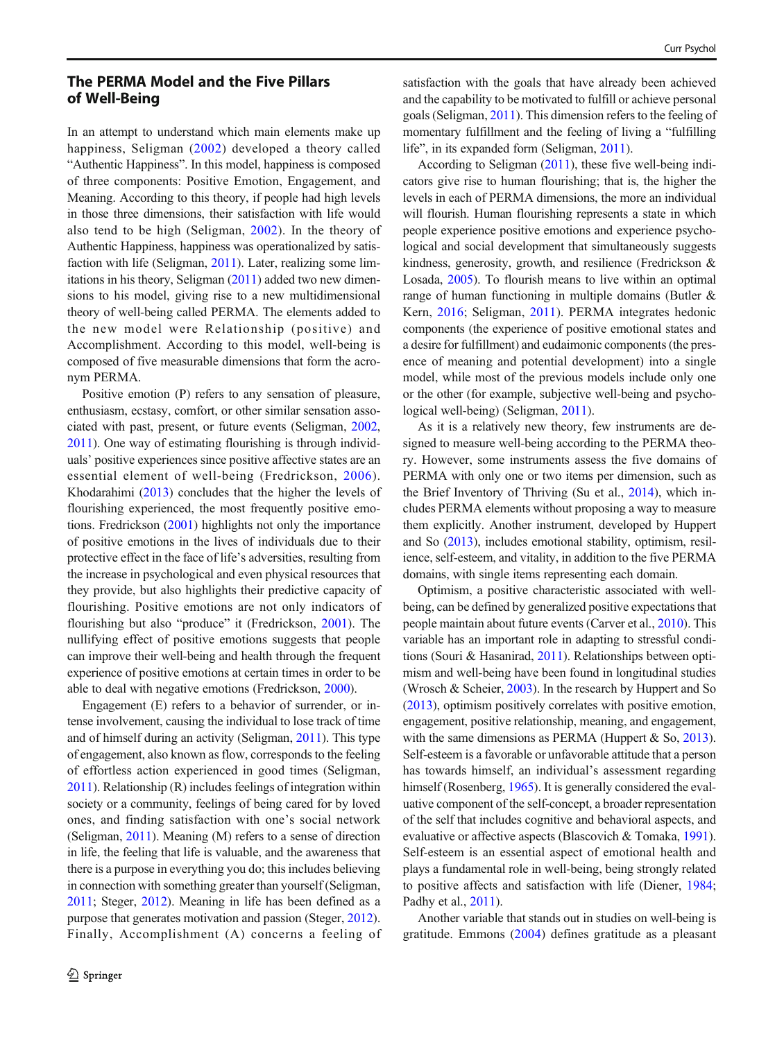## The PERMA Model and the Five Pillars of Well-Being

In an attempt to understand which main elements make up happiness, Seligman (2002) developed a theory called "Authentic Happiness". In this model, happiness is composed of three components: Positive Emotion, Engagement, and Meaning. According to this theory, if people had high levels in those three dimensions, their satisfaction with life would also tend to be high (Seligman, 2002). In the theory of Authentic Happiness, happiness was operationalized by satisfaction with life (Seligman, 2011). Later, realizing some limitations in his theory, Seligman (2011) added two new dimensions to his model, giving rise to a new multidimensional theory of well-being called PERMA. The elements added to the new model were Relationship (positive) and Accomplishment. According to this model, well-being is composed of five measurable dimensions that form the acronym PERMA.

Positive emotion (P) refers to any sensation of pleasure, enthusiasm, ecstasy, comfort, or other similar sensation associated with past, present, or future events (Seligman, 2002, 2011). One way of estimating flourishing is through individuals' positive experiences since positive affective states are an essential element of well-being (Fredrickson, 2006). Khodarahimi (2013) concludes that the higher the levels of flourishing experienced, the most frequently positive emotions. Fredrickson (2001) highlights not only the importance of positive emotions in the lives of individuals due to their protective effect in the face of life's adversities, resulting from the increase in psychological and even physical resources that they provide, but also highlights their predictive capacity of flourishing. Positive emotions are not only indicators of flourishing but also "produce" it (Fredrickson, 2001). The nullifying effect of positive emotions suggests that people can improve their well-being and health through the frequent experience of positive emotions at certain times in order to be able to deal with negative emotions (Fredrickson, 2000).

Engagement (E) refers to a behavior of surrender, or intense involvement, causing the individual to lose track of time and of himself during an activity (Seligman, 2011). This type of engagement, also known as flow, corresponds to the feeling of effortless action experienced in good times (Seligman, 2011). Relationship (R) includes feelings of integration within society or a community, feelings of being cared for by loved ones, and finding satisfaction with one's social network (Seligman, 2011). Meaning (M) refers to a sense of direction in life, the feeling that life is valuable, and the awareness that there is a purpose in everything you do; this includes believing in connection with something greater than yourself (Seligman, 2011; Steger, 2012). Meaning in life has been defined as a purpose that generates motivation and passion (Steger, 2012). Finally, Accomplishment (A) concerns a feeling of satisfaction with the goals that have already been achieved and the capability to be motivated to fulfill or achieve personal goals (Seligman, 2011). This dimension refers to the feeling of momentary fulfillment and the feeling of living a "fulfilling life", in its expanded form (Seligman, 2011).

According to Seligman (2011), these five well-being indicators give rise to human flourishing; that is, the higher the levels in each of PERMA dimensions, the more an individual will flourish. Human flourishing represents a state in which people experience positive emotions and experience psychological and social development that simultaneously suggests kindness, generosity, growth, and resilience (Fredrickson & Losada, 2005). To flourish means to live within an optimal range of human functioning in multiple domains (Butler & Kern, 2016; Seligman, 2011). PERMA integrates hedonic components (the experience of positive emotional states and a desire for fulfillment) and eudaimonic components (the presence of meaning and potential development) into a single model, while most of the previous models include only one or the other (for example, subjective well-being and psychological well-being) (Seligman, 2011).

As it is a relatively new theory, few instruments are designed to measure well-being according to the PERMA theory. However, some instruments assess the five domains of PERMA with only one or two items per dimension, such as the Brief Inventory of Thriving (Su et al., 2014), which includes PERMA elements without proposing a way to measure them explicitly. Another instrument, developed by Huppert and So (2013), includes emotional stability, optimism, resilience, self-esteem, and vitality, in addition to the five PERMA domains, with single items representing each domain.

Optimism, a positive characteristic associated with well-being, can be defined by generalized positive expectations that people maintain about future events (Carver et al., 2010). This variable has an important role in adapting to stressful conditions (Souri & Hasanirad, 2011). Relationships between optimism and well-being have been found in longitudinal studies (Wrosch & Scheier, 2003). In the research by Huppert and So (2013), optimism positively correlates with positive emotion, engagement, positive relationship, meaning, and engagement, with the same dimensions as PERMA (Huppert & So, 2013). Self-esteem is a favorable or unfavorable attitude that a person has towards himself, an individual's assessment regarding himself (Rosenberg, 1965). It is generally considered the evaluative component of the self-concept, a broader representation of the self that includes cognitive and behavioral aspects, and evaluative or affective aspects (Blascovich & Tomaka, 1991). Self-esteem is an essential aspect of emotional health and plays a fundamental role in well-being, being strongly related to positive affects and satisfaction with life (Diener, 1984; Padhy et al., 2011).

Another variable that stands out in studies on well-being is gratitude. Emmons (2004) defines gratitude as a pleasant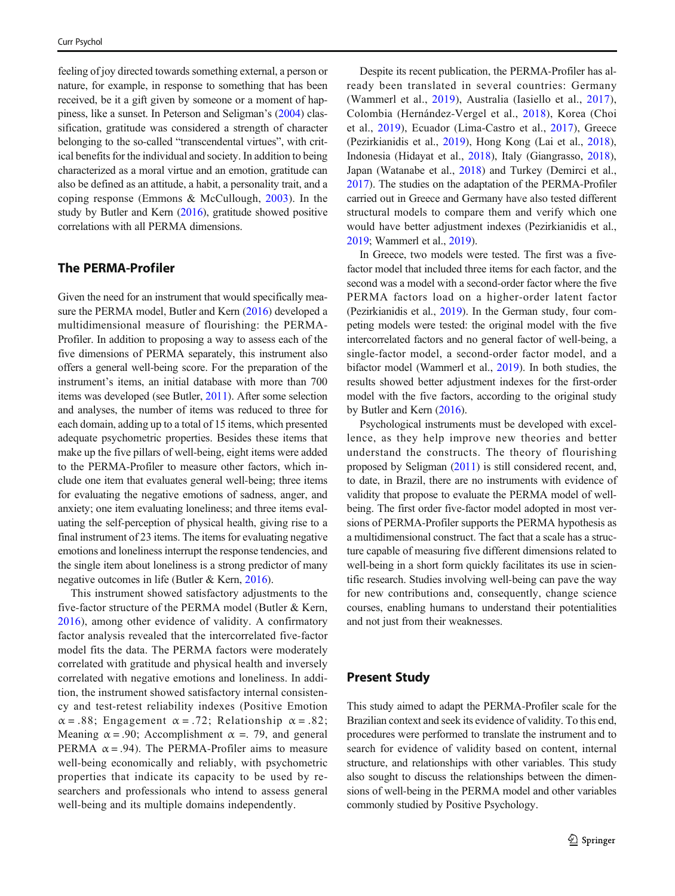feeling of joy directed towards something external, a person or nature, for example, in response to something that has been received, be it a gift given by someone or a moment of happiness, like a sunset. In Peterson and Seligman's (2004) classification, gratitude was considered a strength of character belonging to the so-called "transcendental virtues", with critical benefits for the individual and society. In addition to being characterized as a moral virtue and an emotion, gratitude can also be defined as an attitude, a habit, a personality trait, and a coping response (Emmons & McCullough, 2003). In the study by Butler and Kern (2016), gratitude showed positive correlations with all PERMA dimensions.

## The PERMA-Profiler

Given the need for an instrument that would specifically measure the PERMA model, Butler and Kern (2016) developed a multidimensional measure of flourishing: the PERMA-Profiler. In addition to proposing a way to assess each of the five dimensions of PERMA separately, this instrument also offers a general well-being score. For the preparation of the instrument's items, an initial database with more than 700 items was developed (see Butler, 2011). After some selection and analyses, the number of items was reduced to three for each domain, adding up to a total of 15 items, which presented adequate psychometric properties. Besides these items that make up the five pillars of well-being, eight items were added to the PERMA-Profiler to measure other factors, which include one item that evaluates general well-being; three items for evaluating the negative emotions of sadness, anger, and anxiety; one item evaluating loneliness; and three items evaluating the self-perception of physical health, giving rise to a final instrument of 23 items. The items for evaluating negative emotions and loneliness interrupt the response tendencies, and the single item about loneliness is a strong predictor of many negative outcomes in life (Butler & Kern, 2016).

This instrument showed satisfactory adjustments to the five-factor structure of the PERMA model (Butler & Kern, 2016), among other evidence of validity. A confirmatory factor analysis revealed that the intercorrelated five-factor model fits the data. The PERMA factors were moderately correlated with gratitude and physical health and inversely correlated with negative emotions and loneliness. In addition, the instrument showed satisfactory internal consistency and test-retest reliability indexes (Positive Emotion $\alpha = .88$; Engagement $\alpha = .72$; Relationship $\alpha = .82$; Meaning $\alpha = .90$; Accomplishment $\alpha = .79$, and general PERMA $\alpha = .94$). The PERMA-Profiler aims to measure well-being economically and reliably, with psychometric properties that indicate its capacity to be used by researchers and professionals who intend to assess general well-being and its multiple domains independently.

Despite its recent publication, the PERMA-Profiler has already been translated in several countries: Germany (Wammerl et al., 2019), Australia (Iasiello et al., 2017), Colombia (Hernández-Vergel et al., 2018), Korea (Choi et al., 2019), Ecuador (Lima-Castro et al., 2017), Greece (Pezirkianidis et al., 2019), Hong Kong (Lai et al., 2018), Indonesia (Hidayat et al., 2018), Italy (Giangrasso, 2018), Japan (Watanabe et al., 2018) and Turkey (Demirci et al., 2017). The studies on the adaptation of the PERMA-Profiler carried out in Greece and Germany have also tested different structural models to compare them and verify which one would have better adjustment indexes (Pezirkianidis et al., 2019; Wammerl et al., 2019).

In Greece, two models were tested. The first was a five-factor model that included three items for each factor, and the second was a model with a second-order factor where the five PERMA factors load on a higher-order latent factor (Pezirkianidis et al., 2019). In the German study, four competing models were tested: the original model with the five intercorrelated factors and no general factor of well-being, a single-factor model, a second-order factor model, and a bifactor model (Wammerl et al., 2019). In both studies, the results showed better adjustment indexes for the first-order model with the five factors, according to the original study by Butler and Kern (2016).

Psychological instruments must be developed with excellence, as they help improve new theories and better understand the constructs. The theory of flourishing proposed by Seligman (2011) is still considered recent, and, to date, in Brazil, there are no instruments with evidence of validity that propose to evaluate the PERMA model of well-being. The first order five-factor model adopted in most versions of PERMA-Profiler supports the PERMA hypothesis as a multidimensional construct. The fact that a scale has a structure capable of measuring five different dimensions related to well-being in a short form quickly facilitates its use in scientific research. Studies involving well-being can pave the way for new contributions and, consequently, change science courses, enabling humans to understand their potentialities and not just from their weaknesses.

## Present Study

This study aimed to adapt the PERMA-Profiler scale for the Brazilian context and seek its evidence of validity. To this end, procedures were performed to translate the instrument and to search for evidence of validity based on content, internal structure, and relationships with other variables. This study also sought to discuss the relationships between the dimensions of well-being in the PERMA model and other variables commonly studied by Positive Psychology.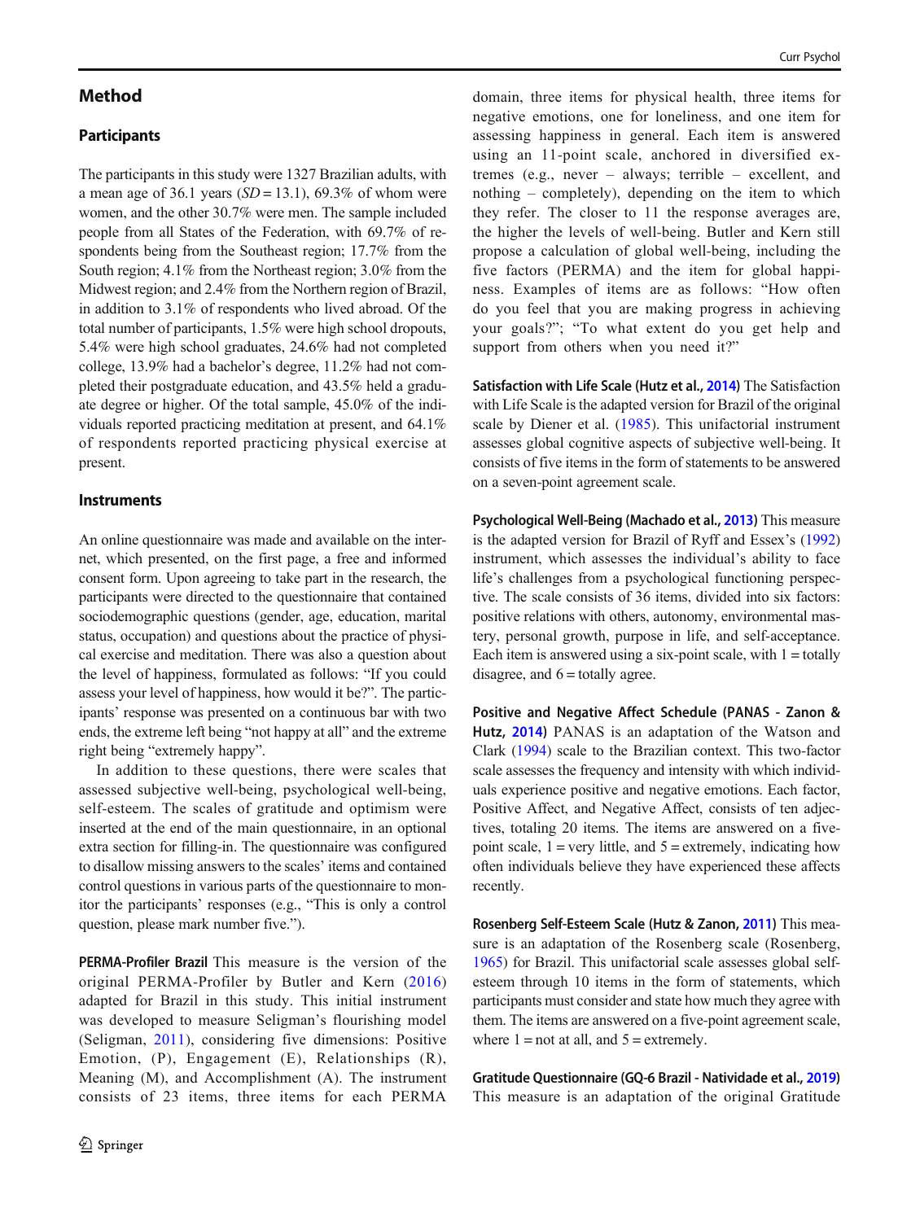## Method

### Participants

The participants in this study were 1327 Brazilian adults, with a mean age of 36.1 years ($SD = 13.1$), 69.3% of whom were women, and the other 30.7% were men. The sample included people from all States of the Federation, with 69.7% of respondents being from the Southeast region; 17.7% from the South region; 4.1% from the Northeast region; 3.0% from the Midwest region; and 2.4% from the Northern region of Brazil, in addition to 3.1% of respondents who lived abroad. Of the total number of participants, 1.5% were high school dropouts, 5.4% were high school graduates, 24.6% had not completed college, 13.9% had a bachelor's degree, 11.2% had not completed their postgraduate education, and 43.5% held a graduate degree or higher. Of the total sample, 45.0% of the individuals reported practicing meditation at present, and 64.1% of respondents reported practicing physical exercise at present.

### Instruments

An online questionnaire was made and available on the internet, which presented, on the first page, a free and informed consent form. Upon agreeing to take part in the research, the participants were directed to the questionnaire that contained sociodemographic questions (gender, age, education, marital status, occupation) and questions about the practice of physical exercise and meditation. There was also a question about the level of happiness, formulated as follows: "If you could assess your level of happiness, how would it be?". The participants' response was presented on a continuous bar with two ends, the extreme left being "not happy at all" and the extreme right being "extremely happy".

In addition to these questions, there were scales that assessed subjective well-being, psychological well-being, self-esteem. The scales of gratitude and optimism were inserted at the end of the main questionnaire, in an optional extra section for filling-in. The questionnaire was configured to disallow missing answers to the scales' items and contained control questions in various parts of the questionnaire to monitor the participants' responses (e.g., "This is only a control question, please mark number five.").

**PERMA-Profiler Brazil** This measure is the version of the original PERMA-Profiler by Butler and Kern (2016) adapted for Brazil in this study. This initial instrument was developed to measure Seligman's flourishing model (Seligman, 2011), considering five dimensions: Positive Emotion, (P), Engagement (E), Relationships (R), Meaning (M), and Accomplishment (A). The instrument consists of 23 items, three items for each PERMA domain, three items for physical health, three items for negative emotions, one for loneliness, and one item for assessing happiness in general. Each item is answered using an 11-point scale, anchored in diversified extremes (e.g., never – always; terrible – excellent, and nothing – completely), depending on the item to which they refer. The closer to 11 the response averages are, the higher the levels of well-being. Butler and Kern still propose a calculation of global well-being, including the five factors (PERMA) and the item for global happiness. Examples of items are as follows: "How often do you feel that you are making progress in achieving your goals?"; "To what extent do you get help and support from others when you need it?"

**Satisfaction with Life Scale (Hutz et al., 2014)** The Satisfaction with Life Scale is the adapted version for Brazil of the original scale by Diener et al. (1985). This unifactorial instrument assesses global cognitive aspects of subjective well-being. It consists of five items in the form of statements to be answered on a seven-point agreement scale.

**Psychological Well-Being (Machado et al., 2013)** This measure is the adapted version for Brazil of Ryff and Essex's (1992) instrument, which assesses the individual's ability to face life's challenges from a psychological functioning perspective. The scale consists of 36 items, divided into six factors: positive relations with others, autonomy, environmental mastery, personal growth, purpose in life, and self-acceptance. Each item is answered using a six-point scale, with 1 = totally disagree, and 6 = totally agree.

**Positive and Negative Affect Schedule (PANAS - Zanon & Hutz, 2014)** PANAS is an adaptation of the Watson and Clark (1994) scale to the Brazilian context. This two-factor scale assesses the frequency and intensity with which individuals experience positive and negative emotions. Each factor, Positive Affect, and Negative Affect, consists of ten adjectives, totaling 20 items. The items are answered on a five-point scale, 1 = very little, and 5 = extremely, indicating how often individuals believe they have experienced these affects recently.

**Rosenberg Self-Esteem Scale (Hutz & Zanon, 2011)** This measure is an adaptation of the Rosenberg scale (Rosenberg, 1965) for Brazil. This unifactorial scale assesses global self-esteem through 10 items in the form of statements, which participants must consider and state how much they agree with them. The items are answered on a five-point agreement scale, where 1 = not at all, and 5 = extremely.

**Gratitude Questionnaire (GQ-6 Brazil - Natividade et al., 2019)** This measure is an adaptation of the original Gratitude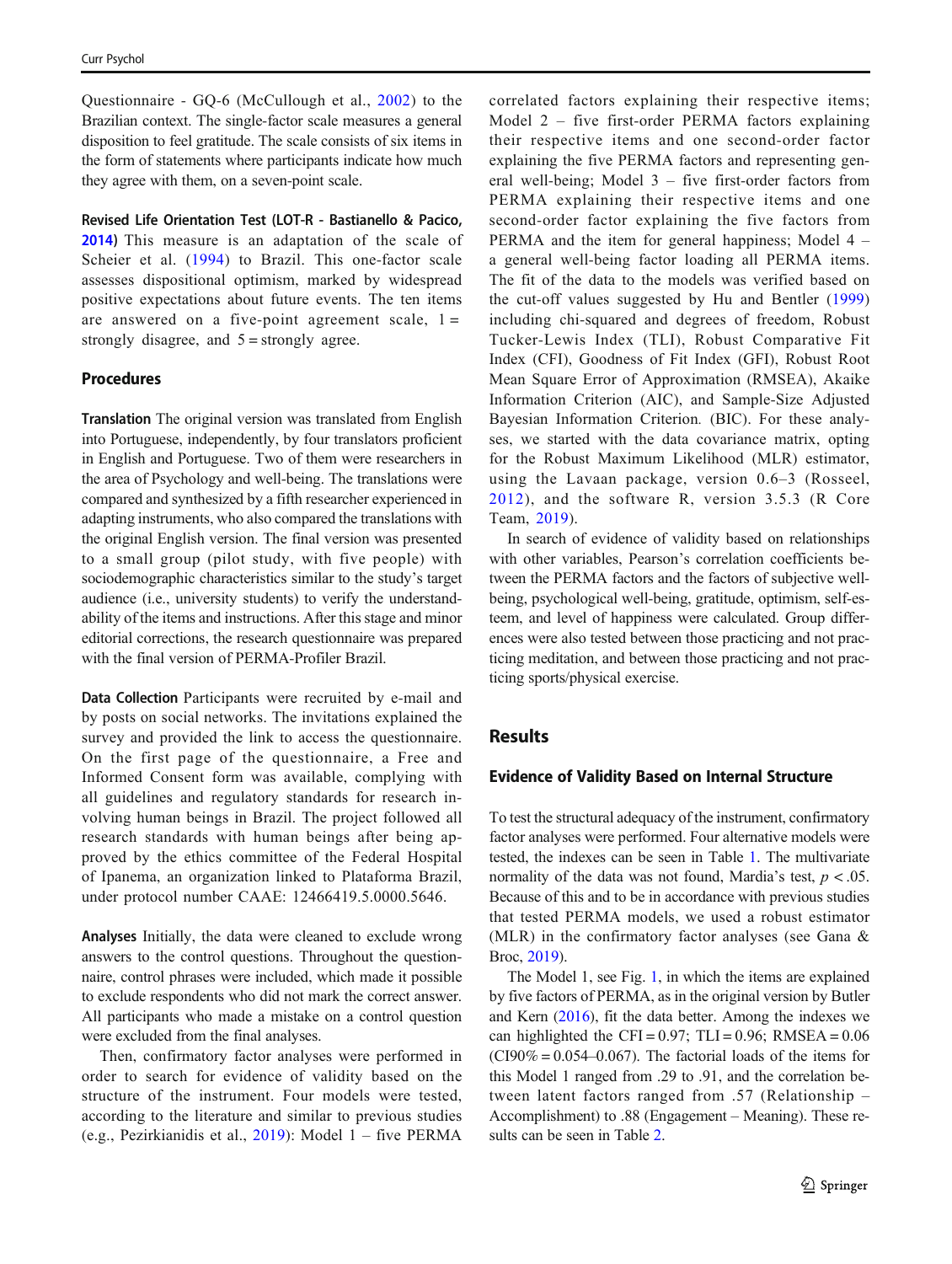Questionnaire - GQ-6 (McCullough et al., 2002) to the Brazilian context. The single-factor scale measures a general disposition to feel gratitude. The scale consists of six items in the form of statements where participants indicate how much they agree with them, on a seven-point scale.

**Revised Life Orientation Test (LOT-R - Bastianello & Pacico, 2014)** This measure is an adaptation of the scale of Scheier et al. (1994) to Brazil. This one-factor scale assesses dispositional optimism, marked by widespread positive expectations about future events. The ten items are answered on a five-point agreement scale, 1 = strongly disagree, and 5 = strongly agree.

### Procedures

**Translation** The original version was translated from English into Portuguese, independently, by four translators proficient in English and Portuguese. Two of them were researchers in the area of Psychology and well-being. The translations were compared and synthesized by a fifth researcher experienced in adapting instruments, who also compared the translations with the original English version. The final version was presented to a small group (pilot study, with five people) with sociodemographic characteristics similar to the study's target audience (i.e., university students) to verify the understandability of the items and instructions. After this stage and minor editorial corrections, the research questionnaire was prepared with the final version of PERMA-Profiler Brazil.

**Data Collection** Participants were recruited by e-mail and by posts on social networks. The invitations explained the survey and provided the link to access the questionnaire. On the first page of the questionnaire, a Free and Informed Consent form was available, complying with all guidelines and regulatory standards for research involving human beings in Brazil. The project followed all research standards with human beings after being approved by the ethics committee of the Federal Hospital of Ipanema, an organization linked to Plataforma Brazil, under protocol number CAAE: 12466419.5.0000.5646.

**Analyses** Initially, the data were cleaned to exclude wrong answers to the control questions. Throughout the questionnaire, control phrases were included, which made it possible to exclude respondents who did not mark the correct answer. All participants who made a mistake on a control question were excluded from the final analyses.

Then, confirmatory factor analyses were performed in order to search for evidence of validity based on the structure of the instrument. Four models were tested, according to the literature and similar to previous studies (e.g., Pezirkianidis et al., 2019): Model 1 – five PERMA correlated factors explaining their respective items; Model 2 – five first-order PERMA factors explaining their respective items and one second-order factor explaining the five PERMA factors and representing general well-being; Model 3 – five first-order factors from PERMA explaining their respective items and one second-order factor explaining the five factors from PERMA and the item for general happiness; Model 4 – a general well-being factor loading all PERMA items. The fit of the data to the models was verified based on the cut-off values suggested by Hu and Bentler (1999) including chi-squared and degrees of freedom, Robust Tucker-Lewis Index (TLI), Robust Comparative Fit Index (CFI), Goodness of Fit Index (GFI), Robust Root Mean Square Error of Approximation (RMSEA), Akaike Information Criterion (AIC), and Sample-Size Adjusted Bayesian Information Criterion. (BIC). For these analyses, we started with the data covariance matrix, opting for the Robust Maximum Likelihood (MLR) estimator, using the Lavaan package, version 0.6–3 (Rosseel, 2012), and the software R, version 3.5.3 (R Core Team, 2019).

In search of evidence of validity based on relationships with other variables, Pearson's correlation coefficients between the PERMA factors and the factors of subjective well-being, psychological well-being, gratitude, optimism, self-esteem, and level of happiness were calculated. Group differences were also tested between those practicing and not practicing meditation, and between those practicing and not practicing sports/physical exercise.

## Results

### Evidence of Validity Based on Internal Structure

To test the structural adequacy of the instrument, confirmatory factor analyses were performed. Four alternative models were tested, the indexes can be seen in Table 1. The multivariate normality of the data was not found, Mardia's test, $p < .05$. Because of this and to be in accordance with previous studies that tested PERMA models, we used a robust estimator (MLR) in the confirmatory factor analyses (see Gana & Broc, 2019).

The Model 1, see Fig. 1, in which the items are explained by five factors of PERMA, as in the original version by Butler and Kern (2016), fit the data better. Among the indexes we can highlighted the CFI = 0.97; TLI = 0.96; RMSEA = 0.06 (CI90% = 0.054–0.067). The factorial loads of the items for this Model 1 ranged from .29 to .91, and the correlation between latent factors ranged from .57 (Relationship – Accomplishment) to .88 (Engagement – Meaning). These results can be seen in Table 2.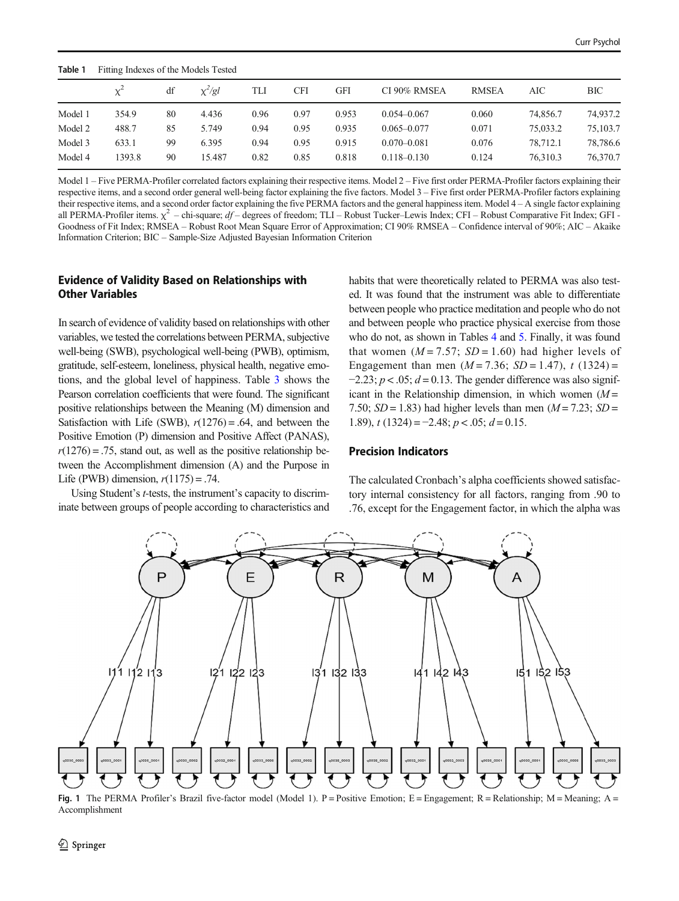**Table 1** Fitting Indexes of the Models Tested

| | $\chi^2$ | df | $\chi^2/gl$ | TLI | CFI | GFI | CI 90% RMSEA | RMSEA | AIC | BIC |
|---|---|---|---|---|---|---|---|---|---|---|
| Model 1 | 354.9 | 80 | 4.436 | 0.96 | 0.97 | 0.953 | 0.054–0.067 | 0.060 | 74,856.7 | 74,937.2 |
| Model 2 | 488.7 | 85 | 5.749 | 0.94 | 0.95 | 0.935 | 0.065–0.077 | 0.071 | 75,033.2 | 75,103.7 |
| Model 3 | 633.1 | 99 | 6.395 | 0.94 | 0.95 | 0.915 | 0.070–0.081 | 0.076 | 78,712.1 | 78,786.6 |
| Model 4 | 1393.8 | 90 | 15.487 | 0.82 | 0.85 | 0.818 | 0.118–0.130 | 0.124 | 76,310.3 | 76,370.7 |

Model 1 – Five PERMA-Profiler correlated factors explaining their respective items. Model 2 – Five first order PERMA-Profiler factors explaining their respective items, and a second order general well-being factor explaining the five factors. Model 3 – Five first order PERMA-Profiler factors explaining their respective items, and a second order factor explaining the five PERMA factors and the general happiness item. Model 4 – A single factor explaining all PERMA-Profiler items. $\chi^2$ – chi-square; *df* – degrees of freedom; TLI – Robust Tucker–Lewis Index; CFI – Robust Comparative Fit Index; GFI - Goodness of Fit Index; RMSEA – Robust Root Mean Square Error of Approximation; CI 90% RMSEA – Confidence interval of 90%; AIC – Akaike Information Criterion; BIC – Sample-Size Adjusted Bayesian Information Criterion

## Evidence of Validity Based on Relationships with Other Variables

In search of evidence of validity based on relationships with other variables, we tested the correlations between PERMA, subjective well-being (SWB), psychological well-being (PWB), optimism, gratitude, self-esteem, loneliness, physical health, negative emotions, and the global level of happiness. Table 3 shows the Pearson correlation coefficients that were found. The significant positive relationships between the Meaning (M) dimension and Satisfaction with Life (SWB), $r(1276) = .64$, and between the Positive Emotion (P) dimension and Positive Affect (PANAS), $r(1276) = .75$, stand out, as well as the positive relationship between the Accomplishment dimension (A) and the Purpose in Life (PWB) dimension, $r(1175) = .74$.

Using Student's *t*-tests, the instrument's capacity to discriminate between groups of people according to characteristics and habits that were theoretically related to PERMA was also tested. It was found that the instrument was able to differentiate between people who practice meditation and people who do not and between people who practice physical exercise from those who do not, as shown in Tables 4 and 5. Finally, it was found that women ($M = 7.57$; $SD = 1.60$) had higher levels of Engagement than men ($M = 7.36$; $SD = 1.47$), $t\ (1324) = -2.23$; $p < .05$; $d = 0.13$. The gender difference was also significant in the Relationship dimension, in which women ($M = 7.50$; $SD = 1.83$) had higher levels than men ($M = 7.23$; $SD = 1.89$), $t\ (1324) = -2.48$; $p < .05$; $d = 0.15$.

## Precision Indicators

The calculated Cronbach's alpha coefficients showed satisfactory internal consistency for all factors, ranging from .90 to .76, except for the Engagement factor, in which the alpha was

**Fig. 1** The PERMA Profiler's Brazil five-factor model (Model 1). P = Positive Emotion; E = Engagement; R = Relationship; M = Meaning; A = Accomplishment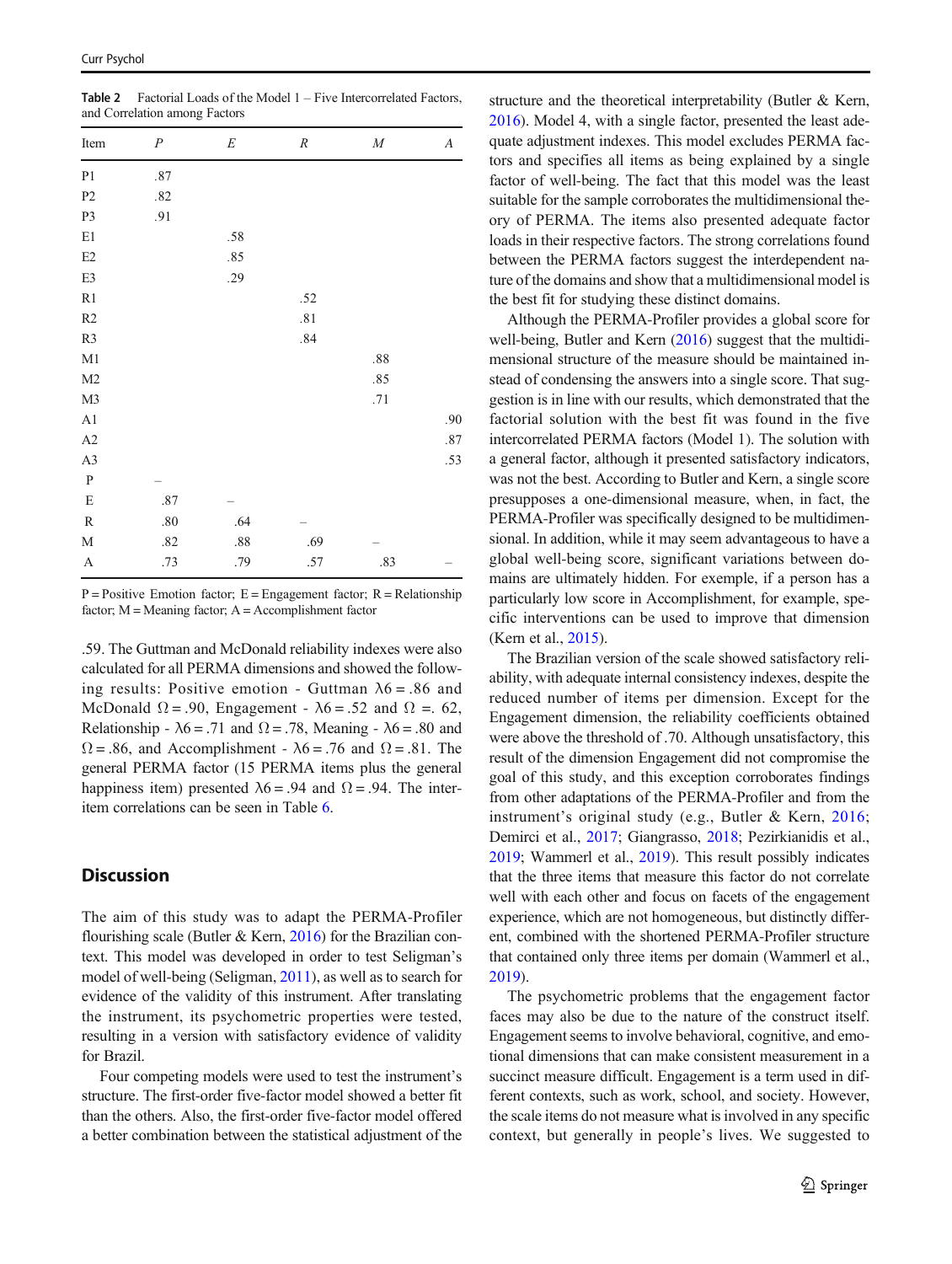Table 2 Factorial Loads of the Model 1 – Five Intercorrelated Factors, and Correlation among Factors

| Item | *P* | *E* | *R* | *M* | *A* |
|---|---|---|---|---|---|
| P1 | .87 | | | | |
| P2 | .82 | | | | |
| P3 | .91 | | | | |
| E1 | | .58 | | | |
| E2 | | .85 | | | |
| E3 | | .29 | | | |
| R1 | | | .52 | | |
| R2 | | | .81 | | |
| R3 | | | .84 | | |
| M1 | | | | .88 | |
| M2 | | | | .85 | |
| M3 | | | | .71 | |
| A1 | | | | | .90 |
| A2 | | | | | .87 |
| A3 | | | | | .53 |
| P | – | | | | |
| E | .87 | – | | | |
| R | .80 | .64 | – | | |
| M | .82 | .88 | .69 | – | |
| A | .73 | .79 | .57 | .83 | – |

P = Positive Emotion factor; E = Engagement factor; R = Relationship factor; M = Meaning factor; A = Accomplishment factor

.59. The Guttman and McDonald reliability indexes were also calculated for all PERMA dimensions and showed the following results: Positive emotion - Guttman $\lambda6 = .86$ and McDonald $\Omega = .90$, Engagement - $\lambda6 = .52$ and $\Omega = .62$, Relationship - $\lambda6 = .71$ and $\Omega = .78$, Meaning - $\lambda6 = .80$ and $\Omega = .86$, and Accomplishment - $\lambda6 = .76$ and $\Omega = .81$. The general PERMA factor (15 PERMA items plus the general happiness item) presented $\lambda6 = .94$ and $\Omega = .94$. The inter-item correlations can be seen in Table 6.

## Discussion

The aim of this study was to adapt the PERMA-Profiler flourishing scale (Butler & Kern, 2016) for the Brazilian context. This model was developed in order to test Seligman's model of well-being (Seligman, 2011), as well as to search for evidence of the validity of this instrument. After translating the instrument, its psychometric properties were tested, resulting in a version with satisfactory evidence of validity for Brazil.

Four competing models were used to test the instrument's structure. The first-order five-factor model showed a better fit than the others. Also, the first-order five-factor model offered a better combination between the statistical adjustment of the structure and the theoretical interpretability (Butler & Kern, 2016). Model 4, with a single factor, presented the least adequate adjustment indexes. This model excludes PERMA factors and specifies all items as being explained by a single factor of well-being. The fact that this model was the least suitable for the sample corroborates the multidimensional theory of PERMA. The items also presented adequate factor loads in their respective factors. The strong correlations found between the PERMA factors suggest the interdependent nature of the domains and show that a multidimensional model is the best fit for studying these distinct domains.

Although the PERMA-Profiler provides a global score for well-being, Butler and Kern (2016) suggest that the multidimensional structure of the measure should be maintained instead of condensing the answers into a single score. That suggestion is in line with our results, which demonstrated that the factorial solution with the best fit was found in the five intercorrelated PERMA factors (Model 1). The solution with a general factor, although it presented satisfactory indicators, was not the best. According to Butler and Kern, a single score presupposes a one-dimensional measure, when, in fact, the PERMA-Profiler was specifically designed to be multidimensional. In addition, while it may seem advantageous to have a global well-being score, significant variations between domains are ultimately hidden. For exemple, if a person has a particularly low score in Accomplishment, for example, specific interventions can be used to improve that dimension (Kern et al., 2015).

The Brazilian version of the scale showed satisfactory reliability, with adequate internal consistency indexes, despite the reduced number of items per dimension. Except for the Engagement dimension, the reliability coefficients obtained were above the threshold of .70. Although unsatisfactory, this result of the dimension Engagement did not compromise the goal of this study, and this exception corroborates findings from other adaptations of the PERMA-Profiler and from the instrument's original study (e.g., Butler & Kern, 2016; Demirci et al., 2017; Giangrasso, 2018; Pezirkianidis et al., 2019; Wammerl et al., 2019). This result possibly indicates that the three items that measure this factor do not correlate well with each other and focus on facets of the engagement experience, which are not homogeneous, but distinctly different, combined with the shortened PERMA-Profiler structure that contained only three items per domain (Wammerl et al., 2019).

The psychometric problems that the engagement factor faces may also be due to the nature of the construct itself. Engagement seems to involve behavioral, cognitive, and emotional dimensions that can make consistent measurement in a succinct measure difficult. Engagement is a term used in different contexts, such as work, school, and society. However, the scale items do not measure what is involved in any specific context, but generally in people's lives. We suggested to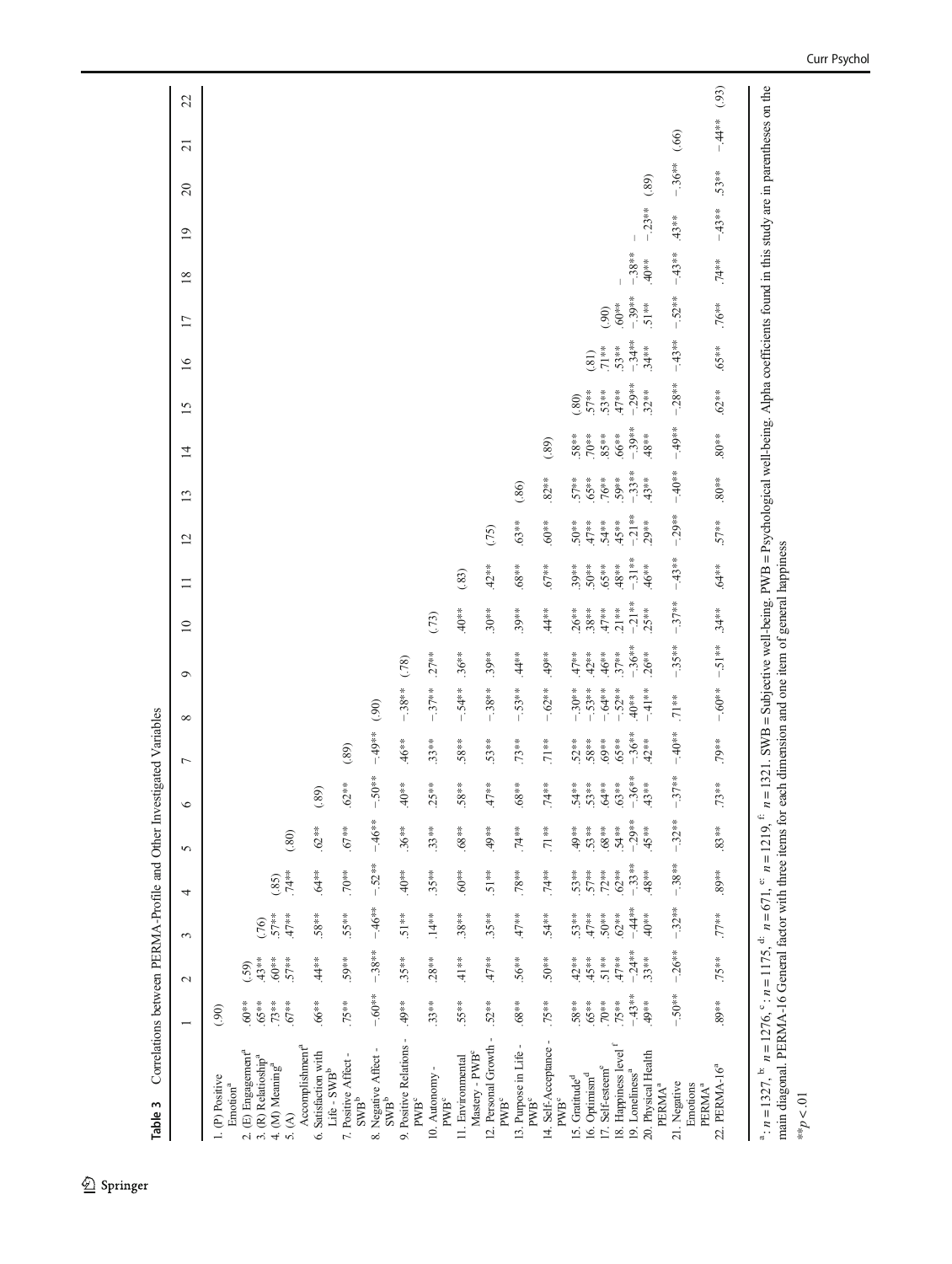**Table 3** Correlations between PERMA-Profile and Other Investigated Variables

| | 1 | 2 | 3 | 4 | 5 | 6 | 7 | 8 | 9 | 10 | 11 | 12 | 13 | 14 | 15 | 16 | 17 | 18 | 19 | 20 | 21 | 22 |
|---|---|---|---|---|---|---|---|---|---|---|---|---|---|---|---|---|---|---|---|---|---|---|
| 1. (P) Positive Emotion[a] | (.90) | | | | | | | | | | | | | | | | | | | | | |
| 2. (E) Engagement[a] | .60** | (.59) | | | | | | | | | | | | | | | | | | | | |
| 3. (R) Relationship[a] | .65** | .43** | (.76) | | | | | | | | | | | | | | | | | | | |
| 4. (M) Meaning[a] | .73** | .60** | .57** | (.85) | | | | | | | | | | | | | | | | | | |
| 5. (A) Accomplishment[a] | .67** | .57** | .47** | .74** | (.80) | | | | | | | | | | | | | | | | | |
| 6. Satisfaction with Life - SWB[b] | .66** | .44** | .58** | .64** | .62** | (.89) | | | | | | | | | | | | | | | | |
| 7. Positive Affect - SWB[b] | .75** | .59** | .55** | .70** | .67** | .62** | (.89) | | | | | | | | | | | | | | | |
| 8. Negative Affect - SWB[b] | −.60** | −.38** | −.46** | −.52** | −.46** | −.50** | −.49** | (.90) | | | | | | | | | | | | | | |
| 9. Positive Relations - PWB[c] | .49** | .35** | .51** | .40** | .36** | .40** | .46** | −.38** | (.78) | | | | | | | | | | | | | |
| 10. Autonomy - PWB[c] | .33** | .28** | .14** | .35** | .33** | .25** | .33** | −.37** | .27** | (.73) | | | | | | | | | | | | |
| 11. Environmental Mastery - PWB[c] | .55** | .41** | .38** | .60** | .68** | .58** | .58** | −.54** | .36** | .40** | (.83) | | | | | | | | | | | |
| 12. Personal Growth - PWB[c] | .52** | .47** | .35** | .51** | .49** | .47** | .53** | −.38** | .39** | .30** | .42** | (.75) | | | | | | | | | | |
| 13. Purpose in Life - PWB[c] | .68** | .56** | .47** | .78** | .74** | .68** | .73** | −.53** | .44** | .39** | .68** | .63** | (.86) | | | | | | | | | |
| 14. Self-Acceptance - PWB[c] | .75** | .50** | .54** | .74** | .71** | .74** | .71** | −.62** | .49** | .44** | .67** | .60** | .82** | (.89) | | | | | | | | |
| 15. Gratitude[d] | .58** | .42** | .53** | .53** | .49** | .54** | .52** | −.30** | .47** | .26** | .39** | .50** | .57** | .58** | (.80) | | | | | | | |
| 16. Optimism[d] | .65** | .45** | .47** | .57** | .53** | .53** | .58** | −.53** | .42** | .38** | .50** | .47** | .65** | .70** | .57** | (.81) | | | | | | |
| 17. Self-esteem[e] | .70** | .51** | .50** | .72** | .68** | .64** | .69** | −.64** | .46** | .47** | .65** | .54** | .76** | .85** | .53** | .71** | (.90) | | | | | |
| 18. Happiness level[f] | .75** | .47** | .62** | .62** | .54** | .63** | .65** | −.52** | .37** | .21** | .48** | .45** | .59** | .66** | .47** | .53** | .60** | – | | | | |
| 19. Loneliness[a] | −.43** | −.24** | −.44** | −.33** | −.29** | −.36** | −.36** | .40** | −.36** | −.21** | −.31** | −.21** | −.33** | −.39** | −.29** | −.34** | −.39** | −.38** | – | | | |
| 20. Physical Health PERMA[a] | .49** | .33** | .40** | .48** | .45** | .43** | .42** | −.41** | .26** | .25** | .46** | .29** | .43** | .48** | .32** | .34** | .51** | .40** | −.23** | (.89) | | |
| 21. Negative Emotions PERMA[a] | −.50** | −.26** | −.32** | −.38** | −.32** | −.37** | −.40** | .71** | −.35** | −.37** | −.43** | −.29** | −.40** | −.49** | −.28** | −.43** | −.52** | −.43** | .43** | −.36** | (.66) | |
| 22. PERMA-16[a] | .89** | .75** | .77** | .89** | .83** | .73** | .79** | −.60** | −.51* | .34** | .64** | .57** | .80** | .80** | .62** | .65** | .76** | .74** | −.43** | .53** | −.44** | (.93) |

[a]: $n = 1327$, [b]: $n = 1276$, [c]: $n = 1175$, [d]: $n = 671$, [e]: $n = 1219$, [f]: $n = 1321$. SWB = Subjective well-being. PWB = Psychological well-being. Alpha coefficients found in this study are in parentheses on the main diagonal. PERMA-16 General factor with three items for each dimension and one item of general happiness

**$p < .01$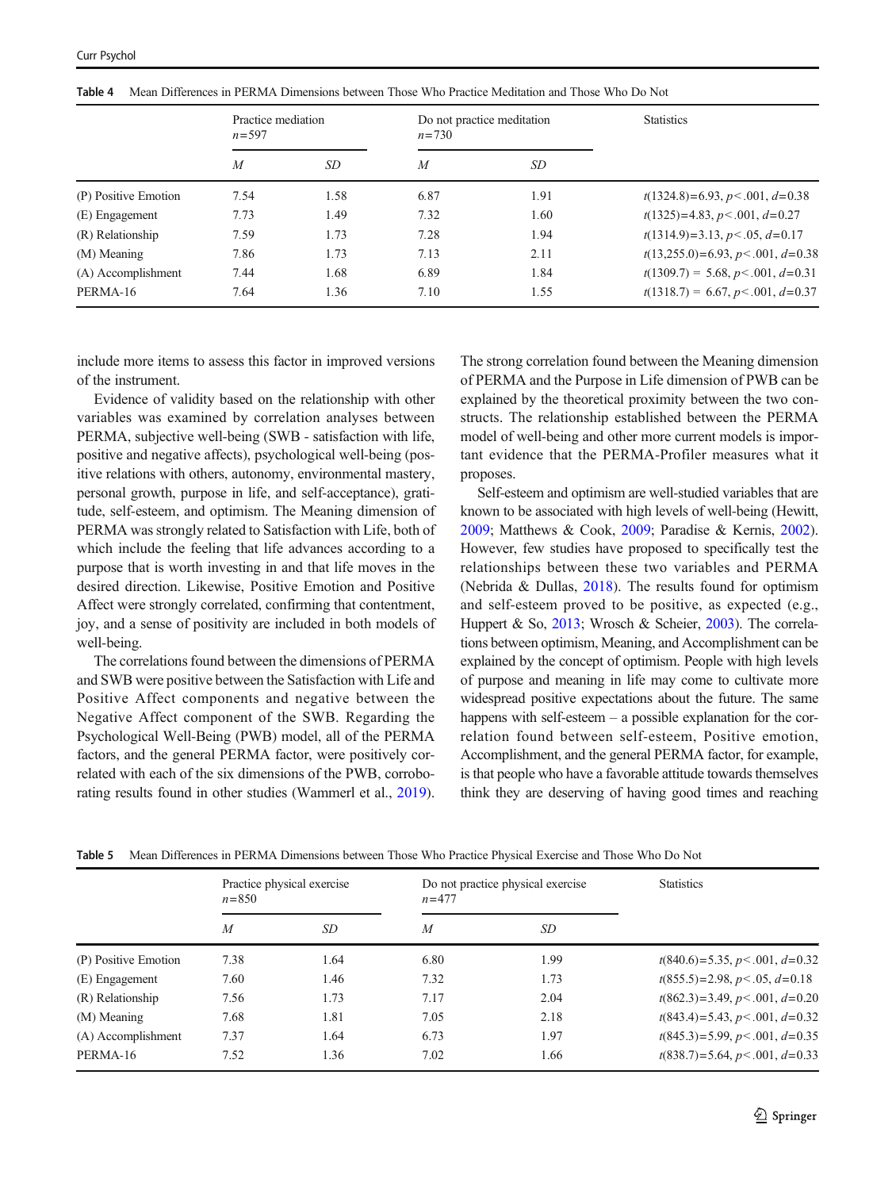**Table 4** Mean Differences in PERMA Dimensions between Those Who Practice Meditation and Those Who Do Not

| | Practice mediation $n=597$ | | Do not practice meditation $n=730$ | | Statistics |
|---|---|---|---|---|---|
| | $M$ | $SD$ | $M$ | $SD$ | |
| (P) Positive Emotion | 7.54 | 1.58 | 6.87 | 1.91 | $t(1324.8)=6.93, p<.001, d=0.38$ |
| (E) Engagement | 7.73 | 1.49 | 7.32 | 1.60 | $t(1325)=4.83, p<.001, d=0.27$ |
| (R) Relationship | 7.59 | 1.73 | 7.28 | 1.94 | $t(1314.9)=3.13, p<.05, d=0.17$ |
| (M) Meaning | 7.86 | 1.73 | 7.13 | 2.11 | $t(13,255.0)=6.93, p<.001, d=0.38$ |
| (A) Accomplishment | 7.44 | 1.68 | 6.89 | 1.84 | $t(1309.7) = 5.68, p<.001, d=0.31$ |
| PERMA-16 | 7.64 | 1.36 | 7.10 | 1.55 | $t(1318.7) = 6.67, p<.001, d=0.37$ |

include more items to assess this factor in improved versions of the instrument.

Evidence of validity based on the relationship with other variables was examined by correlation analyses between PERMA, subjective well-being (SWB - satisfaction with life, positive and negative affects), psychological well-being (positive relations with others, autonomy, environmental mastery, personal growth, purpose in life, and self-acceptance), gratitude, self-esteem, and optimism. The Meaning dimension of PERMA was strongly related to Satisfaction with Life, both of which include the feeling that life advances according to a purpose that is worth investing in and that life moves in the desired direction. Likewise, Positive Emotion and Positive Affect were strongly correlated, confirming that contentment, joy, and a sense of positivity are included in both models of well-being.

The correlations found between the dimensions of PERMA and SWB were positive between the Satisfaction with Life and Positive Affect components and negative between the Negative Affect component of the SWB. Regarding the Psychological Well-Being (PWB) model, all of the PERMA factors, and the general PERMA factor, were positively correlated with each of the six dimensions of the PWB, corroborating results found in other studies (Wammerl et al., 2019). The strong correlation found between the Meaning dimension of PERMA and the Purpose in Life dimension of PWB can be explained by the theoretical proximity between the two constructs. The relationship established between the PERMA model of well-being and other more current models is important evidence that the PERMA-Profiler measures what it proposes.

Self-esteem and optimism are well-studied variables that are known to be associated with high levels of well-being (Hewitt, 2009; Matthews & Cook, 2009; Paradise & Kernis, 2002). However, few studies have proposed to specifically test the relationships between these two variables and PERMA (Nebrida & Dullas, 2018). The results found for optimism and self-esteem proved to be positive, as expected (e.g., Huppert & So, 2013; Wrosch & Scheier, 2003). The correlations between optimism, Meaning, and Accomplishment can be explained by the concept of optimism. People with high levels of purpose and meaning in life may come to cultivate more widespread positive expectations about the future. The same happens with self-esteem – a possible explanation for the correlation found between self-esteem, Positive emotion, Accomplishment, and the general PERMA factor, for example, is that people who have a favorable attitude towards themselves think they are deserving of having good times and reaching

**Table 5** Mean Differences in PERMA Dimensions between Those Who Practice Physical Exercise and Those Who Do Not

| | Practice physical exercise $n=850$ | | Do not practice physical exercise $n=477$ | | Statistics |
|---|---|---|---|---|---|
| | $M$ | $SD$ | $M$ | $SD$ | |
| (P) Positive Emotion | 7.38 | 1.64 | 6.80 | 1.99 | $t(840.6)=5.35, p<.001, d=0.32$ |
| (E) Engagement | 7.60 | 1.46 | 7.32 | 1.73 | $t(855.5)=2.98, p<.05, d=0.18$ |
| (R) Relationship | 7.56 | 1.73 | 7.17 | 2.04 | $t(862.3)=3.49, p<.001, d=0.20$ |
| (M) Meaning | 7.68 | 1.81 | 7.05 | 2.18 | $t(843.4)=5.43, p<.001, d=0.32$ |
| (A) Accomplishment | 7.37 | 1.64 | 6.73 | 1.97 | $t(845.3)=5.99, p<.001, d=0.35$ |
| PERMA-16 | 7.52 | 1.36 | 7.02 | 1.66 | $t(838.7)=5.64, p<.001, d=0.33$ |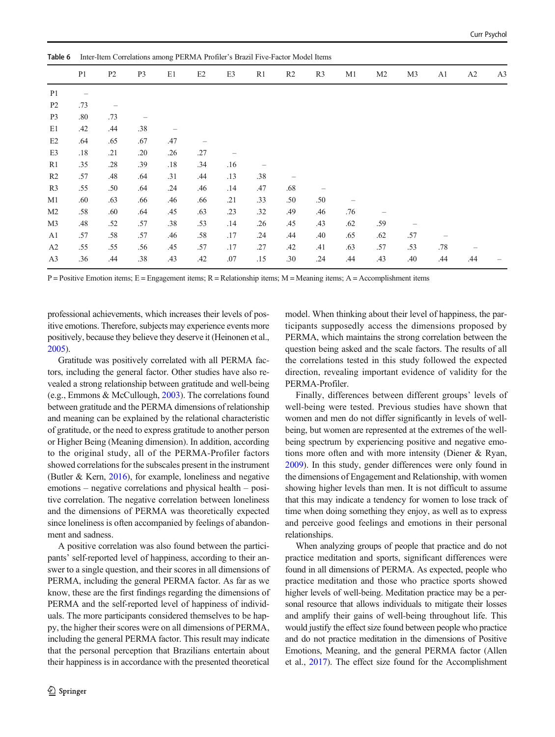**Table 6** Inter-Item Correlations among PERMA Profiler's Brazil Five-Factor Model Items

| | P1 | P2 | P3 | E1 | E2 | E3 | R1 | R2 | R3 | M1 | M2 | M3 | A1 | A2 | A3 |
|---|---|---|---|---|---|---|---|---|---|---|---|---|---|---|---|
| P1 | – | | | | | | | | | | | | | | |
| P2 | .73 | – | | | | | | | | | | | | | |
| P3 | .80 | .73 | – | | | | | | | | | | | | |
| E1 | .42 | .44 | .38 | – | | | | | | | | | | | |
| E2 | .64 | .65 | .67 | .47 | – | | | | | | | | | | |
| E3 | .18 | .21 | .20 | .26 | .27 | – | | | | | | | | | |
| R1 | .35 | .28 | .39 | .18 | .34 | .16 | – | | | | | | | | |
| R2 | .57 | .48 | .64 | .31 | .44 | .13 | .38 | – | | | | | | | |
| R3 | .55 | .50 | .64 | .24 | .46 | .14 | .47 | .68 | – | | | | | | |
| M1 | .60 | .63 | .66 | .46 | .66 | .21 | .33 | .50 | .50 | – | | | | | |
| M2 | .58 | .60 | .64 | .45 | .63 | .23 | .32 | .49 | .46 | .76 | – | | | | |
| M3 | .48 | .52 | .57 | .38 | .53 | .14 | .26 | .45 | .43 | .62 | .59 | – | | | |
| A1 | .57 | .58 | .57 | .46 | .58 | .17 | .24 | .44 | .40 | .65 | .62 | .57 | – | | |
| A2 | .55 | .55 | .56 | .45 | .57 | .17 | .27 | .42 | .41 | .63 | .57 | .53 | .78 | – | |
| A3 | .36 | .44 | .38 | .43 | .42 | .07 | .15 | .30 | .24 | .44 | .43 | .40 | .44 | .44 | – |

P = Positive Emotion items; E = Engagement items; R = Relationship items; M = Meaning items; A = Accomplishment items

professional achievements, which increases their levels of positive emotions. Therefore, subjects may experience events more positively, because they believe they deserve it (Heinonen et al., 2005).

Gratitude was positively correlated with all PERMA factors, including the general factor. Other studies have also revealed a strong relationship between gratitude and well-being (e.g., Emmons & McCullough, 2003). The correlations found between gratitude and the PERMA dimensions of relationship and meaning can be explained by the relational characteristic of gratitude, or the need to express gratitude to another person or Higher Being (Meaning dimension). In addition, according to the original study, all of the PERMA-Profiler factors showed correlations for the subscales present in the instrument (Butler & Kern, 2016), for example, loneliness and negative emotions – negative correlations and physical health – positive correlation. The negative correlation between loneliness and the dimensions of PERMA was theoretically expected since loneliness is often accompanied by feelings of abandonment and sadness.

A positive correlation was also found between the participants' self-reported level of happiness, according to their answer to a single question, and their scores in all dimensions of PERMA, including the general PERMA factor. As far as we know, these are the first findings regarding the dimensions of PERMA and the self-reported level of happiness of individuals. The more participants considered themselves to be happy, the higher their scores were on all dimensions of PERMA, including the general PERMA factor. This result may indicate that the personal perception that Brazilians entertain about their happiness is in accordance with the presented theoretical model. When thinking about their level of happiness, the participants supposedly access the dimensions proposed by PERMA, which maintains the strong correlation between the question being asked and the scale factors. The results of all the correlations tested in this study followed the expected direction, revealing important evidence of validity for the PERMA-Profiler.

Finally, differences between different groups' levels of well-being were tested. Previous studies have shown that women and men do not differ significantly in levels of well-being, but women are represented at the extremes of the well-being spectrum by experiencing positive and negative emotions more often and with more intensity (Diener & Ryan, 2009). In this study, gender differences were only found in the dimensions of Engagement and Relationship, with women showing higher levels than men. It is not difficult to assume that this may indicate a tendency for women to lose track of time when doing something they enjoy, as well as to express and perceive good feelings and emotions in their personal relationships.

When analyzing groups of people that practice and do not practice meditation and sports, significant differences were found in all dimensions of PERMA. As expected, people who practice meditation and those who practice sports showed higher levels of well-being. Meditation practice may be a personal resource that allows individuals to mitigate their losses and amplify their gains of well-being throughout life. This would justify the effect size found between people who practice and do not practice meditation in the dimensions of Positive Emotions, Meaning, and the general PERMA factor (Allen et al., 2017). The effect size found for the Accomplishment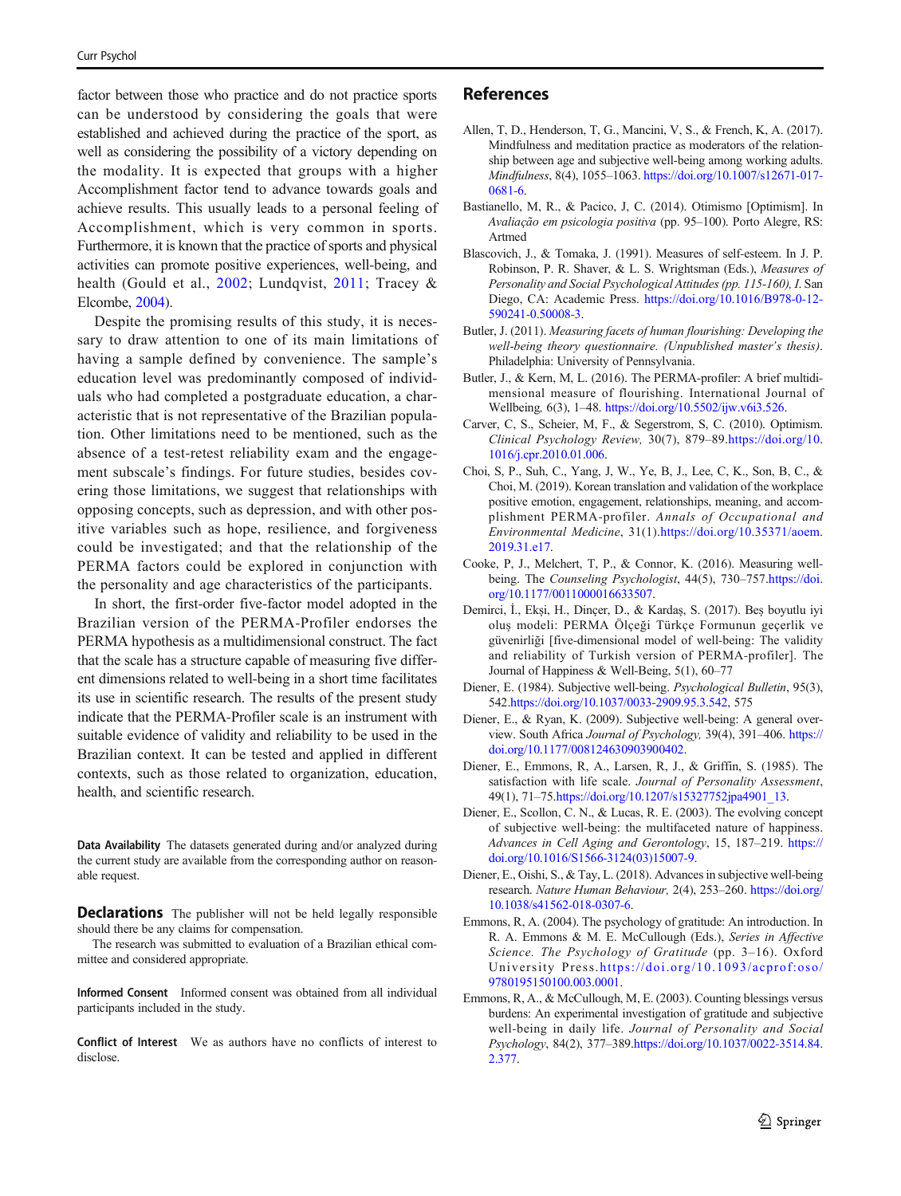factor between those who practice and do not practice sports can be understood by considering the goals that were established and achieved during the practice of the sport, as well as considering the possibility of a victory depending on the modality. It is expected that groups with a higher Accomplishment factor tend to advance towards goals and achieve results. This usually leads to a personal feeling of Accomplishment, which is very common in sports. Furthermore, it is known that the practice of sports and physical activities can promote positive experiences, well-being, and health (Gould et al., 2002; Lundqvist, 2011; Tracey & Elcombe, 2004).

Despite the promising results of this study, it is necessary to draw attention to one of its main limitations of having a sample defined by convenience. The sample's education level was predominantly composed of individuals who had completed a postgraduate education, a characteristic that is not representative of the Brazilian population. Other limitations need to be mentioned, such as the absence of a test-retest reliability exam and the engagement subscale's findings. For future studies, besides covering those limitations, we suggest that relationships with opposing concepts, such as depression, and with other positive variables such as hope, resilience, and forgiveness could be investigated; and that the relationship of the PERMA factors could be explored in conjunction with the personality and age characteristics of the participants.

In short, the first-order five-factor model adopted in the Brazilian version of the PERMA-Profiler endorses the PERMA hypothesis as a multidimensional construct. The fact that the scale has a structure capable of measuring five different dimensions related to well-being in a short time facilitates its use in scientific research. The results of the present study indicate that the PERMA-Profiler scale is an instrument with suitable evidence of validity and reliability to be used in the Brazilian context. It can be tested and applied in different contexts, such as those related to organization, education, health, and scientific research.

**Data Availability** The datasets generated during and/or analyzed during the current study are available from the corresponding author on reasonable request.

**Declarations** The publisher will not be held legally responsible should there be any claims for compensation.

The research was submitted to evaluation of a Brazilian ethical committee and considered appropriate.

**Informed Consent** Informed consent was obtained from all individual participants included in the study.

**Conflict of Interest** We as authors have no conflicts of interest to disclose.

## References

Allen, T, D., Henderson, T, G., Mancini, V, S., & French, K, A. (2017). Mindfulness and meditation practice as moderators of the relationship between age and subjective well-being among working adults. *Mindfulness*, 8(4), 1055–1063. https://doi.org/10.1007/s12671-017-0681-6.

Bastianello, M, R., & Pacico, J, C. (2014). Otimismo [Optimism]. In *Avaliação em psicologia positiva* (pp. 95–100). Porto Alegre, RS: Artmed

Blascovich, J., & Tomaka, J. (1991). Measures of self-esteem. In J. P. Robinson, P. R. Shaver, & L. S. Wrightsman (Eds.), *Measures of Personality and Social Psychological Attitudes (pp. 115-160), I*. San Diego, CA: Academic Press. https://doi.org/10.1016/B978-0-12-590241-0.50008-3.

Butler, J. (2011). *Measuring facets of human flourishing: Developing the well-being theory questionnaire. (Unpublished master's thesis)*. Philadelphia: University of Pennsylvania.

Butler, J., & Kern, M, L. (2016). The PERMA-profiler: A brief multidimensional measure of flourishing. International Journal of Wellbeing, 6(3), 1–48. https://doi.org/10.5502/ijw.v6i3.526.

Carver, C, S., Scheier, M, F., & Segerstrom, S, C. (2010). Optimism. *Clinical Psychology Review,* 30(7), 879–89.https://doi.org/10.1016/j.cpr.2010.01.006.

Choi, S, P., Suh, C., Yang, J, W., Ye, B, J., Lee, C, K., Son, B, C., & Choi, M. (2019). Korean translation and validation of the workplace positive emotion, engagement, relationships, meaning, and accomplishment PERMA-profiler. *Annals of Occupational and Environmental Medicine*, 31(1).https://doi.org/10.35371/aoem.2019.31.e17.

Cooke, P, J., Melchert, T, P., & Connor, K. (2016). Measuring well-being. The *Counseling Psychologist*, 44(5), 730–757.https://doi.org/10.1177/0011000016633507.

Demirci, İ., Ekşi, H., Dinçer, D., & Kardaş, S. (2017). Beş boyutlu iyi oluş modeli: PERMA Ölçeği Türkçe Formunun geçerlik ve güvenirliği [five-dimensional model of well-being: The validity and reliability of Turkish version of PERMA-profiler]. The Journal of Happiness & Well-Being, 5(1), 60–77

Diener, E. (1984). Subjective well-being. *Psychological Bulletin*, 95(3), 542.https://doi.org/10.1037/0033-2909.95.3.542, 575

Diener, E., & Ryan, K. (2009). Subjective well-being: A general overview. South Africa *Journal of Psychology,* 39(4), 391–406. https://doi.org/10.1177/008124630903900402.

Diener, E., Emmons, R, A., Larsen, R, J., & Griffin, S. (1985). The satisfaction with life scale. *Journal of Personality Assessment*, 49(1), 71–75.https://doi.org/10.1207/s15327752jpa4901_13.

Diener, E., Scollon, C. N., & Lucas, R. E. (2003). The evolving concept of subjective well-being: the multifaceted nature of happiness. *Advances in Cell Aging and Gerontology*, 15, 187–219. https://doi.org/10.1016/S1566-3124(03)15007-9.

Diener, E., Oishi, S., & Tay, L. (2018). Advances in subjective well-being research. *Nature Human Behaviour,* 2(4), 253–260. https://doi.org/10.1038/s41562-018-0307-6.

Emmons, R, A. (2004). The psychology of gratitude: An introduction. In R. A. Emmons & M. E. McCullough (Eds.), *Series in Affective Science. The Psychology of Gratitude* (pp. 3–16). Oxford University Press.https://doi.org/10.1093/acprof:oso/9780195150100.003.0001.

Emmons, R, A., & McCullough, M, E. (2003). Counting blessings versus burdens: An experimental investigation of gratitude and subjective well-being in daily life. *Journal of Personality and Social Psychology*, 84(2), 377–389.https://doi.org/10.1037/0022-3514.84.2.377.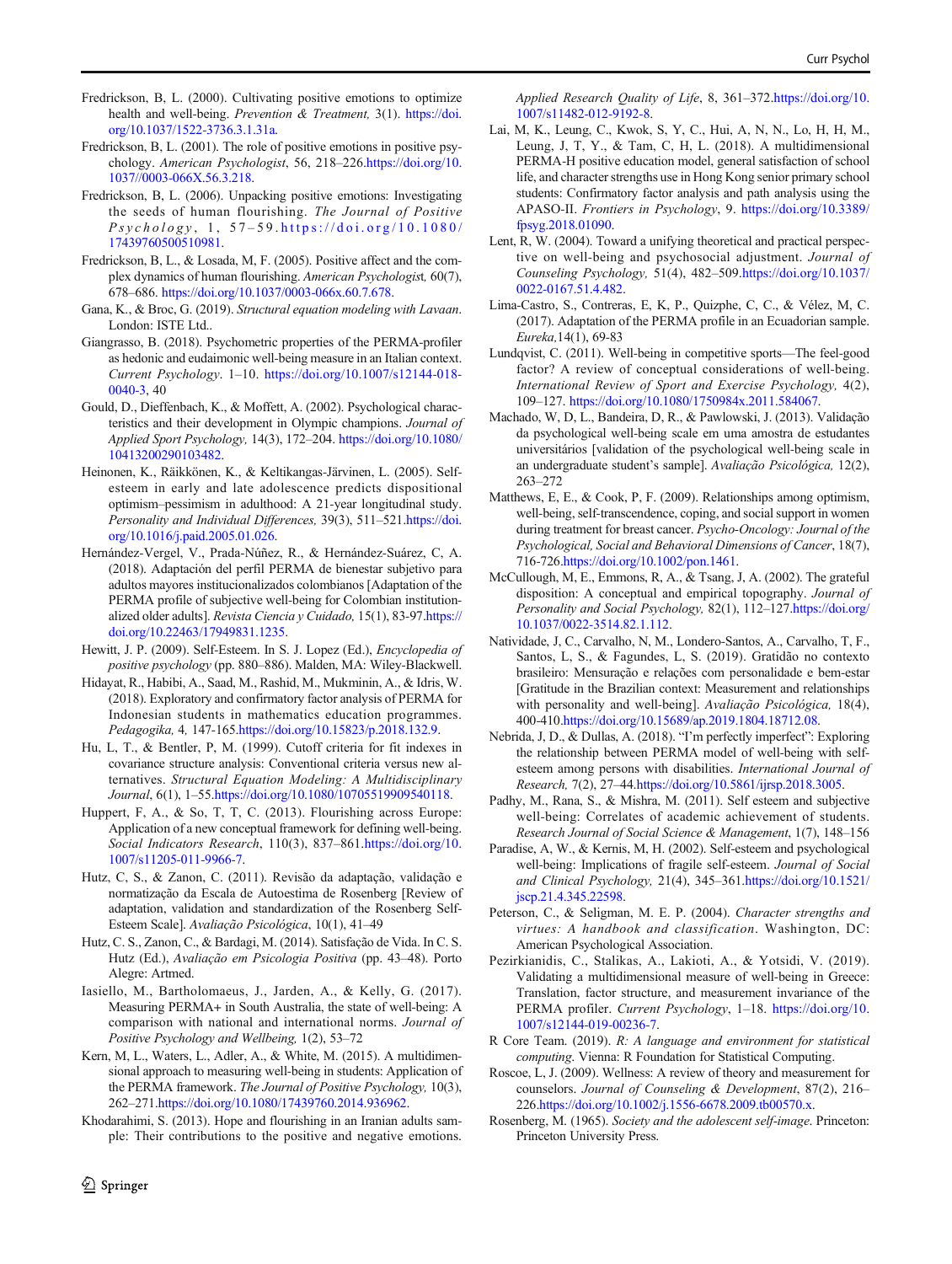Fredrickson, B, L. (2000). Cultivating positive emotions to optimize health and well-being. *Prevention & Treatment,* 3(1). https://doi.org/10.1037/1522-3736.3.1.31a.

Fredrickson, B, L. (2001). The role of positive emotions in positive psychology. *American Psychologist*, 56, 218–226.https://doi.org/10.1037//0003-066X.56.3.218.

Fredrickson, B, L. (2006). Unpacking positive emotions: Investigating the seeds of human flourishing. *The Journal of Positive Psychology*, 1, 57–59.https://doi.org/10.1080/17439760500510981.

Fredrickson, B, L., & Losada, M, F. (2005). Positive affect and the complex dynamics of human flourishing. *American Psychologist,* 60(7), 678–686. https://doi.org/10.1037/0003-066x.60.7.678.

Gana, K., & Broc, G. (2019). *Structural equation modeling with Lavaan*. London: ISTE Ltd..

Giangrasso, B. (2018). Psychometric properties of the PERMA-profiler as hedonic and eudaimonic well-being measure in an Italian context. *Current Psychology*. 1–10. https://doi.org/10.1007/s12144-018-0040-3, 40

Gould, D., Dieffenbach, K., & Moffett, A. (2002). Psychological characteristics and their development in Olympic champions. *Journal of Applied Sport Psychology,* 14(3), 172–204. https://doi.org/10.1080/10413200290103482.

Heinonen, K., Räikkönen, K., & Keltikangas-Järvinen, L. (2005). Self-esteem in early and late adolescence predicts dispositional optimism–pessimism in adulthood: A 21-year longitudinal study. *Personality and Individual Differences,* 39(3), 511–521.https://doi.org/10.1016/j.paid.2005.01.026.

Hernández-Vergel, V., Prada-Núñez, R., & Hernández-Suárez, C, A. (2018). Adaptación del perfil PERMA de bienestar subjetivo para adultos mayores institucionalizados colombianos [Adaptation of the PERMA profile of subjective well-being for Colombian institutionalized older adults]. *Revista Ciencia y Cuidado,* 15(1), 83-97.https://doi.org/10.22463/17949831.1235.

Hewitt, J. P. (2009). Self-Esteem. In S. J. Lopez (Ed.), *Encyclopedia of positive psychology* (pp. 880–886). Malden, MA: Wiley-Blackwell.

Hidayat, R., Habibi, A., Saad, M., Rashid, M., Mukminin, A., & Idris, W. (2018). Exploratory and confirmatory factor analysis of PERMA for Indonesian students in mathematics education programmes. *Pedagogika,* 4, 147-165.https://doi.org/10.15823/p.2018.132.9.

Hu, L, T., & Bentler, P, M. (1999). Cutoff criteria for fit indexes in covariance structure analysis: Conventional criteria versus new alternatives. *Structural Equation Modeling: A Multidisciplinary Journal*, 6(1), 1–55.https://doi.org/10.1080/10705519909540118.

Huppert, F, A., & So, T, T, C. (2013). Flourishing across Europe: Application of a new conceptual framework for defining well-being. *Social Indicators Research*, 110(3), 837–861.https://doi.org/10.1007/s11205-011-9966-7.

Hutz, C, S., & Zanon, C. (2011). Revisão da adaptação, validação e normatização da Escala de Autoestima de Rosenberg [Review of adaptation, validation and standardization of the Rosenberg Self-Esteem Scale]. *Avaliação Psicológica*, 10(1), 41–49

Hutz, C. S., Zanon, C., & Bardagi, M. (2014). Satisfação de Vida. In C. S. Hutz (Ed.), *Avaliação em Psicologia Positiva* (pp. 43–48). Porto Alegre: Artmed.

Iasiello, M., Bartholomaeus, J., Jarden, A., & Kelly, G. (2017). Measuring PERMA+ in South Australia, the state of well-being: A comparison with national and international norms. *Journal of Positive Psychology and Wellbeing,* 1(2), 53–72

Kern, M, L., Waters, L., Adler, A., & White, M. (2015). A multidimensional approach to measuring well-being in students: Application of the PERMA framework. *The Journal of Positive Psychology,* 10(3), 262–271.https://doi.org/10.1080/17439760.2014.936962.

Khodarahimi, S. (2013). Hope and flourishing in an Iranian adults sample: Their contributions to the positive and negative emotions. *Applied Research Quality of Life*, 8, 361–372.https://doi.org/10.1007/s11482-012-9192-8.

Lai, M, K., Leung, C., Kwok, S, Y, C., Hui, A, N, N., Lo, H, H, M., Leung, J, T, Y., & Tam, C, H, L. (2018). A multidimensional PERMA-H positive education model, general satisfaction of school life, and character strengths use in Hong Kong senior primary school students: Confirmatory factor analysis and path analysis using the APASO-II. *Frontiers in Psychology*, 9. https://doi.org/10.3389/fpsyg.2018.01090.

Lent, R, W. (2004). Toward a unifying theoretical and practical perspective on well-being and psychosocial adjustment. *Journal of Counseling Psychology,* 51(4), 482–509.https://doi.org/10.1037/0022-0167.51.4.482.

Lima-Castro, S., Contreras, E, K, P., Quizphe, C, C., & Vélez, M, C. (2017). Adaptation of the PERMA profile in an Ecuadorian sample. *Eureka,*14(1), 69-83

Lundqvist, C. (2011). Well-being in competitive sports—The feel-good factor? A review of conceptual considerations of well-being. *International Review of Sport and Exercise Psychology,* 4(2), 109–127. https://doi.org/10.1080/1750984x.2011.584067.

Machado, W, D, L., Bandeira, D, R., & Pawlowski, J. (2013). Validação da psychological well-being scale em uma amostra de estudantes universitários [validation of the psychological well-being scale in an undergraduate student's sample]. *Avaliação Psicológica,* 12(2), 263–272

Matthews, E, E., & Cook, P, F. (2009). Relationships among optimism, well-being, self-transcendence, coping, and social support in women during treatment for breast cancer. *Psycho-Oncology: Journal of the Psychological, Social and Behavioral Dimensions of Cancer*, 18(7), 716-726.https://doi.org/10.1002/pon.1461.

McCullough, M, E., Emmons, R, A., & Tsang, J, A. (2002). The grateful disposition: A conceptual and empirical topography. *Journal of Personality and Social Psychology,* 82(1), 112–127.https://doi.org/10.1037/0022-3514.82.1.112.

Natividade, J, C., Carvalho, N, M., Londero-Santos, A., Carvalho, T, F., Santos, L, S., & Fagundes, L, S. (2019). Gratidão no contexto brasileiro: Mensuração e relações com personalidade e bem-estar [Gratitude in the Brazilian context: Measurement and relationships with personality and well-being]. *Avaliação Psicológica,* 18(4), 400-410.https://doi.org/10.15689/ap.2019.1804.18712.08.

Nebrida, J, D., & Dullas, A. (2018). "I'm perfectly imperfect": Exploring the relationship between PERMA model of well-being with self-esteem among persons with disabilities. *International Journal of Research,* 7(2), 27–44.https://doi.org/10.5861/ijrsp.2018.3005.

Padhy, M., Rana, S., & Mishra, M. (2011). Self esteem and subjective well-being: Correlates of academic achievement of students. *Research Journal of Social Science & Management*, 1(7), 148–156

Paradise, A, W., & Kernis, M, H. (2002). Self-esteem and psychological well-being: Implications of fragile self-esteem. *Journal of Social and Clinical Psychology,* 21(4), 345–361.https://doi.org/10.1521/jscp.21.4.345.22598.

Peterson, C., & Seligman, M. E. P. (2004). *Character strengths and virtues: A handbook and classification*. Washington, DC: American Psychological Association.

Pezirkianidis, C., Stalikas, A., Lakioti, A., & Yotsidi, V. (2019). Validating a multidimensional measure of well-being in Greece: Translation, factor structure, and measurement invariance of the PERMA profiler. *Current Psychology*, 1–18. https://doi.org/10.1007/s12144-019-00236-7.

R Core Team. (2019). *R: A language and environment for statistical computing*. Vienna: R Foundation for Statistical Computing.

Roscoe, L, J. (2009). Wellness: A review of theory and measurement for counselors. *Journal of Counseling & Development*, 87(2), 216–226.https://doi.org/10.1002/j.1556-6678.2009.tb00570.x.

Rosenberg, M. (1965). *Society and the adolescent self-image*. Princeton: Princeton University Press.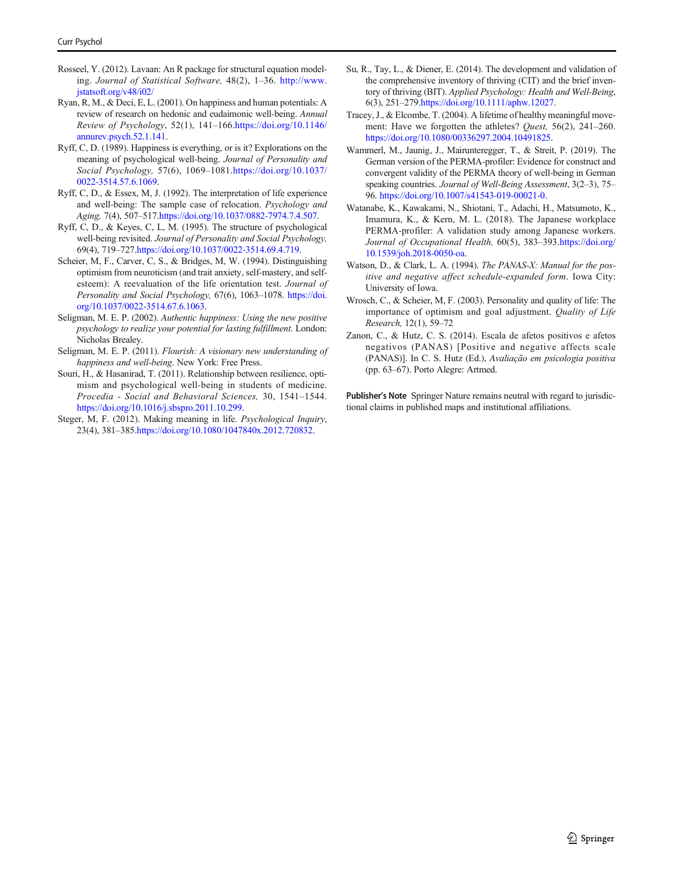Rosseel, Y. (2012). Lavaan: An R package for structural equation modeling. *Journal of Statistical Software,* 48(2), 1–36. http://www.jstatsoft.org/v48/i02/

Ryan, R, M., & Deci, E, L. (2001). On happiness and human potentials: A review of research on hedonic and eudaimonic well-being. *Annual Review of Psychology*, 52(1), 141–166.https://doi.org/10.1146/annurev.psych.52.1.141.

Ryff, C, D. (1989). Happiness is everything, or is it? Explorations on the meaning of psychological well-being. *Journal of Personality and Social Psychology,* 57(6), 1069–1081.https://doi.org/10.1037/0022-3514.57.6.1069.

Ryff, C, D., & Essex, M, J. (1992). The interpretation of life experience and well-being: The sample case of relocation. *Psychology and Aging,* 7(4), 507–517.https://doi.org/10.1037/0882-7974.7.4.507.

Ryff, C, D., & Keyes, C, L, M. (1995). The structure of psychological well-being revisited. *Journal of Personality and Social Psychology,* 69(4), 719–727.https://doi.org/10.1037/0022-3514.69.4.719.

Scheier, M, F., Carver, C, S., & Bridges, M, W. (1994). Distinguishing optimism from neuroticism (and trait anxiety, self-mastery, and self-esteem): A reevaluation of the life orientation test. *Journal of Personality and Social Psychology,* 67(6), 1063–1078. https://doi.org/10.1037/0022-3514.67.6.1063.

Seligman, M. E. P. (2002). *Authentic happiness: Using the new positive psychology to realize your potential for lasting fulfillment*. London: Nicholas Brealey.

Seligman, M. E. P. (2011). *Flourish: A visionary new understanding of happiness and well-being*. New York: Free Press.

Souri, H., & Hasanirad, T. (2011). Relationship between resilience, optimism and psychological well-being in students of medicine. *Procedia - Social and Behavioral Sciences,* 30, 1541–1544. https://doi.org/10.1016/j.sbspro.2011.10.299.

Steger, M, F. (2012). Making meaning in life. *Psychological Inquiry*, 23(4), 381–385.https://doi.org/10.1080/1047840x.2012.720832.

Su, R., Tay, L., & Diener, E. (2014). The development and validation of the comprehensive inventory of thriving (CIT) and the brief inventory of thriving (BIT). *Applied Psychology: Health and Well-Being*, 6(3), 251–279.https://doi.org/10.1111/aphw.12027.

Tracey, J., & Elcombe, T. (2004). A lifetime of healthy meaningful movement: Have we forgotten the athletes? *Quest,* 56(2), 241–260. https://doi.org/10.1080/00336297.2004.10491825.

Wammerl, M., Jaunig, J., Mairunteregger, T., & Streit, P. (2019). The German version of the PERMA-profiler: Evidence for construct and convergent validity of the PERMA theory of well-being in German speaking countries. *Journal of Well-Being Assessment*, 3(2–3), 75–96. https://doi.org/10.1007/s41543-019-00021-0.

Watanabe, K., Kawakami, N., Shiotani, T., Adachi, H., Matsumoto, K., Imamura, K., & Kern, M. L. (2018). The Japanese workplace PERMA-profiler: A validation study among Japanese workers. *Journal of Occupational Health,* 60(5), 383–393.https://doi.org/10.1539/joh.2018-0050-oa.

Watson, D., & Clark, L. A. (1994). *The PANAS-X: Manual for the positive and negative affect schedule-expanded form*. Iowa City: University of Iowa.

Wrosch, C., & Scheier, M, F. (2003). Personality and quality of life: The importance of optimism and goal adjustment. *Quality of Life Research,* 12(1), 59–72

Zanon, C., & Hutz, C. S. (2014). Escala de afetos positivos e afetos negativos (PANAS) [Positive and negative affects scale (PANAS)]. In C. S. Hutz (Ed.), *Avaliação em psicologia positiva* (pp. 63–67). Porto Alegre: Artmed.

**Publisher's Note** Springer Nature remains neutral with regard to jurisdictional claims in published maps and institutional affiliations.